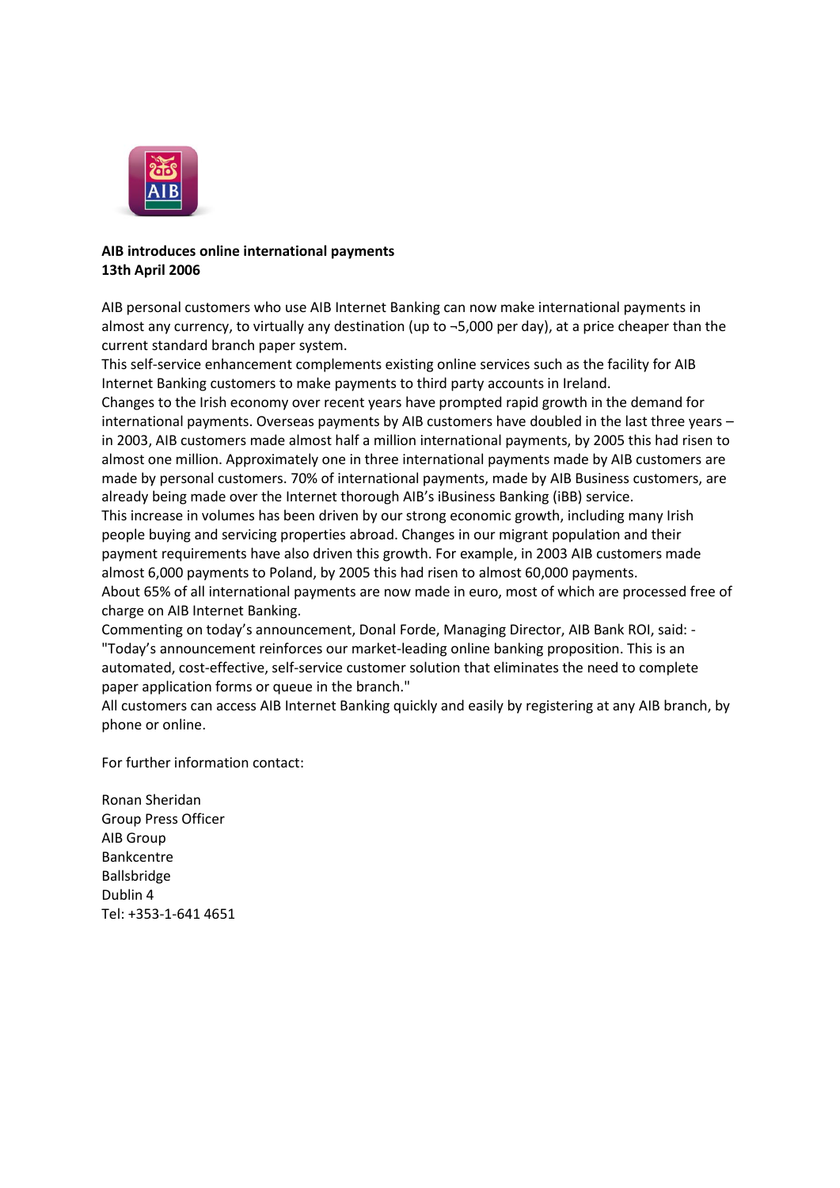**AIB introduces online international payments**
**13th April 2006**

AIB personal customers who use AIB Internet Banking can now make international payments in almost any currency, to virtually any destination (up to ¬5,000 per day), at a price cheaper than the current standard branch paper system.

This self-service enhancement complements existing online services such as the facility for AIB Internet Banking customers to make payments to third party accounts in Ireland.

Changes to the Irish economy over recent years have prompted rapid growth in the demand for international payments. Overseas payments by AIB customers have doubled in the last three years – in 2003, AIB customers made almost half a million international payments, by 2005 this had risen to almost one million. Approximately one in three international payments made by AIB customers are made by personal customers. 70% of international payments, made by AIB Business customers, are already being made over the Internet thorough AIB's iBusiness Banking (iBB) service.

This increase in volumes has been driven by our strong economic growth, including many Irish people buying and servicing properties abroad. Changes in our migrant population and their payment requirements have also driven this growth. For example, in 2003 AIB customers made almost 6,000 payments to Poland, by 2005 this had risen to almost 60,000 payments.

About 65% of all international payments are now made in euro, most of which are processed free of charge on AIB Internet Banking.

Commenting on today's announcement, Donal Forde, Managing Director, AIB Bank ROI, said: - "Today's announcement reinforces our market-leading online banking proposition. This is an automated, cost-effective, self-service customer solution that eliminates the need to complete paper application forms or queue in the branch."

All customers can access AIB Internet Banking quickly and easily by registering at any AIB branch, by phone or online.

For further information contact:

Ronan Sheridan
Group Press Officer
AIB Group
Bankcentre
Ballsbridge
Dublin 4
Tel: +353-1-641 4651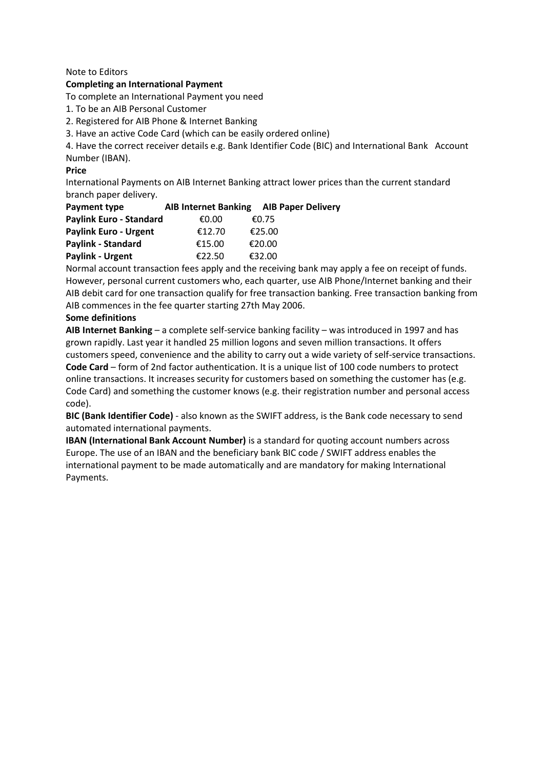Note to Editors

**Completing an International Payment**

To complete an International Payment you need

1. To be an AIB Personal Customer
2. Registered for AIB Phone & Internet Banking
3. Have an active Code Card (which can be easily ordered online)
4. Have the correct receiver details e.g. Bank Identifier Code (BIC) and International Bank Account Number (IBAN).

**Price**

International Payments on AIB Internet Banking attract lower prices than the current standard branch paper delivery.

| **Payment type** | **AIB Internet Banking** | **AIB Paper Delivery** |
|---|---|---|
| **Paylink Euro - Standard** | €0.00 | €0.75 |
| **Paylink Euro - Urgent** | €12.70 | €25.00 |
| **Paylink - Standard** | €15.00 | €20.00 |
| **Paylink - Urgent** | €22.50 | €32.00 |

Normal account transaction fees apply and the receiving bank may apply a fee on receipt of funds. However, personal current customers who, each quarter, use AIB Phone/Internet banking and their AIB debit card for one transaction qualify for free transaction banking. Free transaction banking from AIB commences in the fee quarter starting 27th May 2006.

**Some definitions**

**AIB Internet Banking** – a complete self-service banking facility – was introduced in 1997 and has grown rapidly. Last year it handled 25 million logons and seven million transactions. It offers customers speed, convenience and the ability to carry out a wide variety of self-service transactions.

**Code Card** – form of 2nd factor authentication. It is a unique list of 100 code numbers to protect online transactions. It increases security for customers based on something the customer has (e.g. Code Card) and something the customer knows (e.g. their registration number and personal access code).

**BIC (Bank Identifier Code)** - also known as the SWIFT address, is the Bank code necessary to send automated international payments.

**IBAN (International Bank Account Number)** is a standard for quoting account numbers across Europe. The use of an IBAN and the beneficiary bank BIC code / SWIFT address enables the international payment to be made automatically and are mandatory for making International Payments.